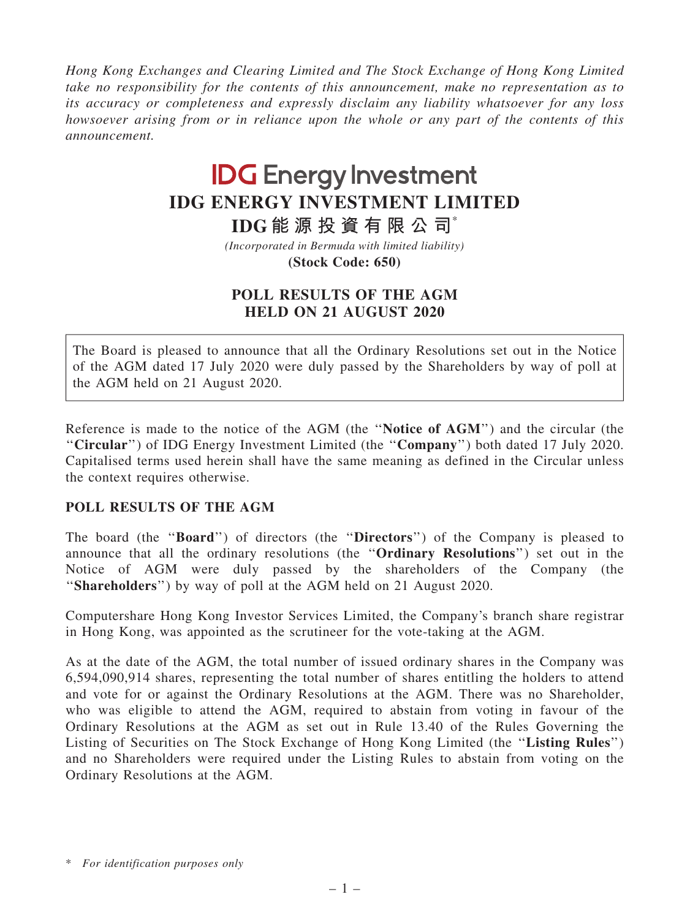*Hong Kong Exchanges and Clearing Limited and The Stock Exchange of Hong Kong Limited take no responsibility for the contents of this announcement, make no representation as to its accuracy or completeness and expressly disclaim any liability whatsoever for any loss howsoever arising from or in reliance upon the whole or any part of the contents of this announcement.*

IDG Energy Investment

# IDG ENERGY INVESTMENT LIMITED

## IDG能源投資有限公司*

*(Incorporated in Bermuda with limited liability)*

**(Stock Code: 650)**

## POLL RESULTS OF THE AGM HELD ON 21 AUGUST 2020

The Board is pleased to announce that all the Ordinary Resolutions set out in the Notice of the AGM dated 17 July 2020 were duly passed by the Shareholders by way of poll at the AGM held on 21 August 2020.

Reference is made to the notice of the AGM (the "**Notice of AGM**") and the circular (the "**Circular**") of IDG Energy Investment Limited (the "**Company**") both dated 17 July 2020. Capitalised terms used herein shall have the same meaning as defined in the Circular unless the context requires otherwise.

### POLL RESULTS OF THE AGM

The board (the "**Board**") of directors (the "**Directors**") of the Company is pleased to announce that all the ordinary resolutions (the "**Ordinary Resolutions**") set out in the Notice of AGM were duly passed by the shareholders of the Company (the "**Shareholders**") by way of poll at the AGM held on 21 August 2020.

Computershare Hong Kong Investor Services Limited, the Company's branch share registrar in Hong Kong, was appointed as the scrutineer for the vote-taking at the AGM.

As at the date of the AGM, the total number of issued ordinary shares in the Company was 6,594,090,914 shares, representing the total number of shares entitling the holders to attend and vote for or against the Ordinary Resolutions at the AGM. There was no Shareholder, who was eligible to attend the AGM, required to abstain from voting in favour of the Ordinary Resolutions at the AGM as set out in Rule 13.40 of the Rules Governing the Listing of Securities on The Stock Exchange of Hong Kong Limited (the "**Listing Rules**") and no Shareholders were required under the Listing Rules to abstain from voting on the Ordinary Resolutions at the AGM.

\* *For identification purposes only*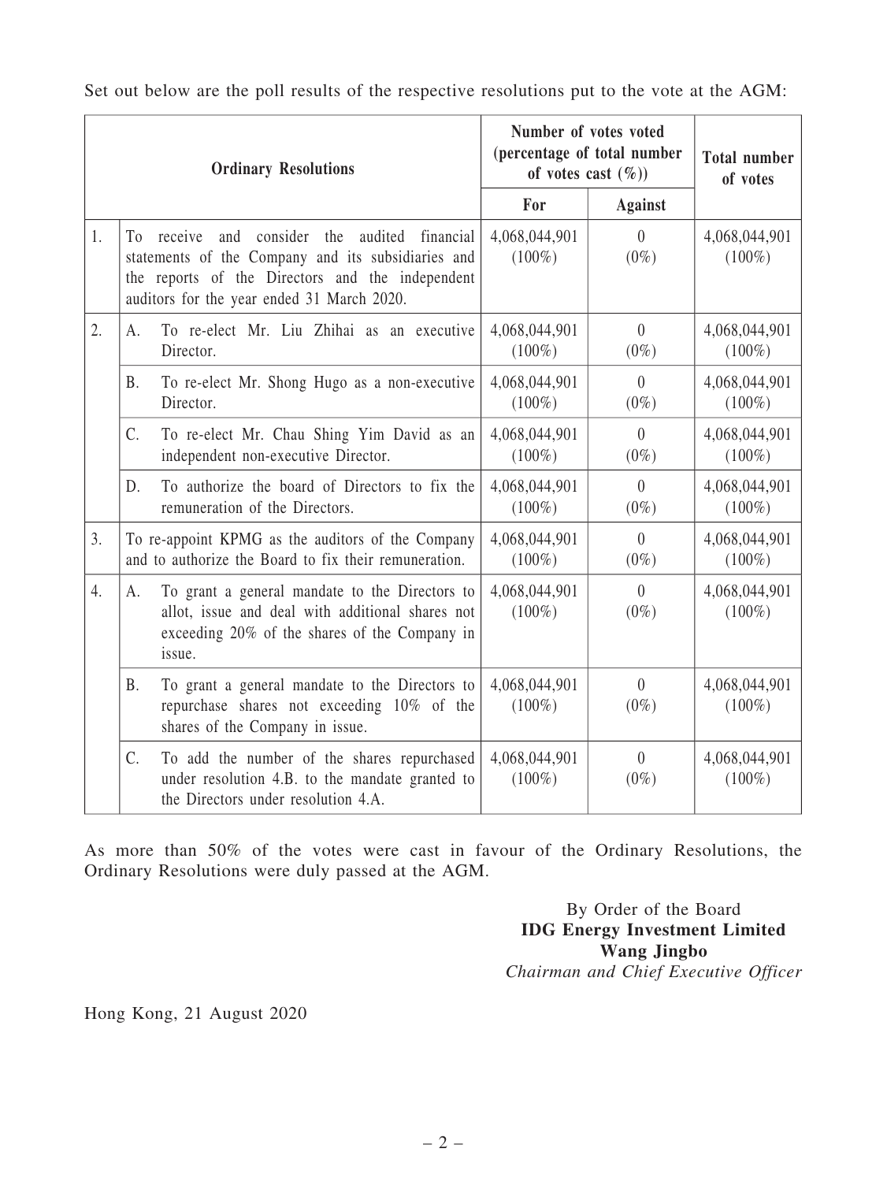Set out below are the poll results of the respective resolutions put to the vote at the AGM:

| Ordinary Resolutions | | Number of votes voted (percentage of total number of votes cast (%)) | | Total number of votes |
|---|---|---|---|---|
| | | For | Against | |
| 1. | To receive and consider the audited financial statements of the Company and its subsidiaries and the reports of the Directors and the independent auditors for the year ended 31 March 2020. | 4,068,044,901 (100%) | 0 (0%) | 4,068,044,901 (100%) |
| 2. | A. To re-elect Mr. Liu Zhihai as an executive Director. | 4,068,044,901 (100%) | 0 (0%) | 4,068,044,901 (100%) |
| | B. To re-elect Mr. Shong Hugo as a non-executive Director. | 4,068,044,901 (100%) | 0 (0%) | 4,068,044,901 (100%) |
| | C. To re-elect Mr. Chau Shing Yim David as an independent non-executive Director. | 4,068,044,901 (100%) | 0 (0%) | 4,068,044,901 (100%) |
| | D. To authorize the board of Directors to fix the remuneration of the Directors. | 4,068,044,901 (100%) | 0 (0%) | 4,068,044,901 (100%) |
| 3. | To re-appoint KPMG as the auditors of the Company and to authorize the Board to fix their remuneration. | 4,068,044,901 (100%) | 0 (0%) | 4,068,044,901 (100%) |
| 4. | A. To grant a general mandate to the Directors to allot, issue and deal with additional shares not exceeding 20% of the shares of the Company in issue. | 4,068,044,901 (100%) | 0 (0%) | 4,068,044,901 (100%) |
| | B. To grant a general mandate to the Directors to repurchase shares not exceeding 10% of the shares of the Company in issue. | 4,068,044,901 (100%) | 0 (0%) | 4,068,044,901 (100%) |
| | C. To add the number of the shares repurchased under resolution 4.B. to the mandate granted to the Directors under resolution 4.A. | 4,068,044,901 (100%) | 0 (0%) | 4,068,044,901 (100%) |

As more than 50% of the votes were cast in favour of the Ordinary Resolutions, the Ordinary Resolutions were duly passed at the AGM.

By Order of the Board
**IDG Energy Investment Limited**
**Wang Jingbo**
*Chairman and Chief Executive Officer*

Hong Kong, 21 August 2020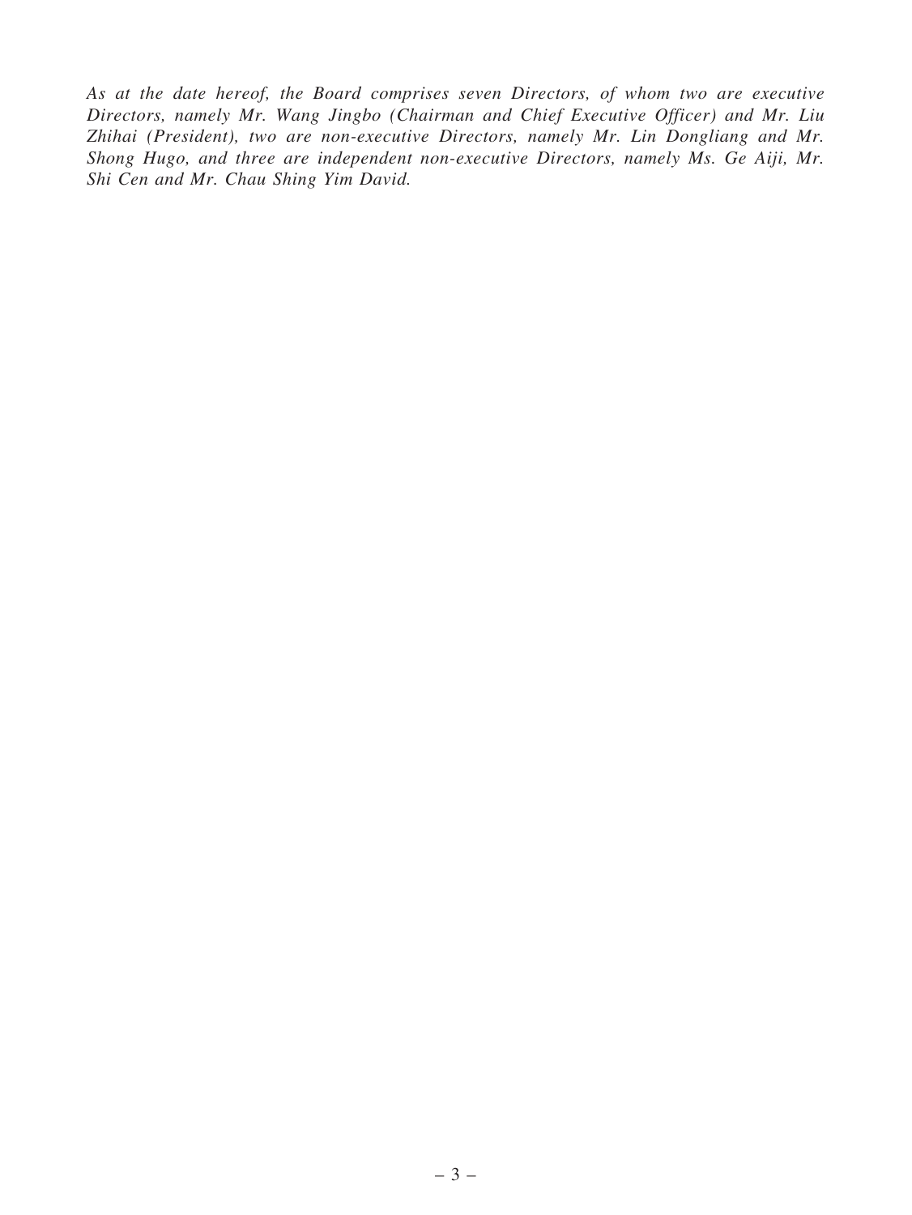*As at the date hereof, the Board comprises seven Directors, of whom two are executive Directors, namely Mr. Wang Jingbo (Chairman and Chief Executive Officer) and Mr. Liu Zhihai (President), two are non-executive Directors, namely Mr. Lin Dongliang and Mr. Shong Hugo, and three are independent non-executive Directors, namely Ms. Ge Aiji, Mr. Shi Cen and Mr. Chau Shing Yim David.*